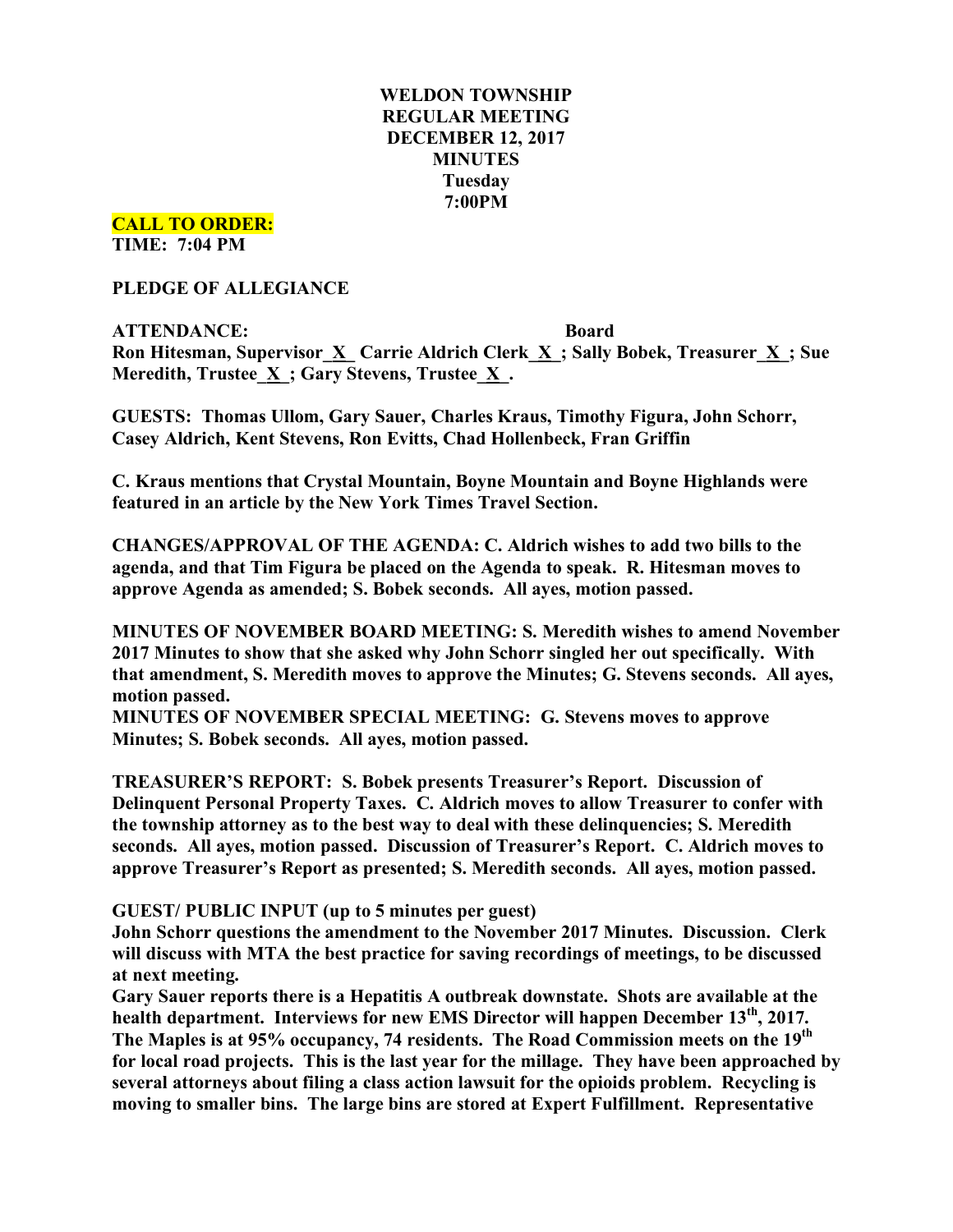# WELDON TOWNSHIP
## REGULAR MEETING
## DECEMBER 12, 2017
## MINUTES
**Tuesday**
**7:00PM**

**CALL TO ORDER:**
**TIME: 7:04 PM**

**PLEDGE OF ALLEGIANCE**

**ATTENDANCE: Board**
**Ron Hitesman, Supervisor_X_ Carrie Aldrich Clerk_X_; Sally Bobek, Treasurer_X_; Sue Meredith, Trustee_X_; Gary Stevens, Trustee_X_.**

**GUESTS: Thomas Ullom, Gary Sauer, Charles Kraus, Timothy Figura, John Schorr, Casey Aldrich, Kent Stevens, Ron Evitts, Chad Hollenbeck, Fran Griffin**

**C. Kraus mentions that Crystal Mountain, Boyne Mountain and Boyne Highlands were featured in an article by the New York Times Travel Section.**

**CHANGES/APPROVAL OF THE AGENDA: C. Aldrich wishes to add two bills to the agenda, and that Tim Figura be placed on the Agenda to speak. R. Hitesman moves to approve Agenda as amended; S. Bobek seconds. All ayes, motion passed.**

**MINUTES OF NOVEMBER BOARD MEETING: S. Meredith wishes to amend November 2017 Minutes to show that she asked why John Schorr singled her out specifically. With that amendment, S. Meredith moves to approve the Minutes; G. Stevens seconds. All ayes, motion passed.**
**MINUTES OF NOVEMBER SPECIAL MEETING: G. Stevens moves to approve Minutes; S. Bobek seconds. All ayes, motion passed.**

**TREASURER'S REPORT: S. Bobek presents Treasurer's Report. Discussion of Delinquent Personal Property Taxes. C. Aldrich moves to allow Treasurer to confer with the township attorney as to the best way to deal with these delinquencies; S. Meredith seconds. All ayes, motion passed. Discussion of Treasurer's Report. C. Aldrich moves to approve Treasurer's Report as presented; S. Meredith seconds. All ayes, motion passed.**

**GUEST/ PUBLIC INPUT (up to 5 minutes per guest)**
**John Schorr questions the amendment to the November 2017 Minutes. Discussion. Clerk will discuss with MTA the best practice for saving recordings of meetings, to be discussed at next meeting.**
**Gary Sauer reports there is a Hepatitis A outbreak downstate. Shots are available at the health department. Interviews for new EMS Director will happen December 13th, 2017. The Maples is at 95% occupancy, 74 residents. The Road Commission meets on the 19th for local road projects. This is the last year for the millage. They have been approached by several attorneys about filing a class action lawsuit for the opioids problem. Recycling is moving to smaller bins. The large bins are stored at Expert Fulfillment. Representative**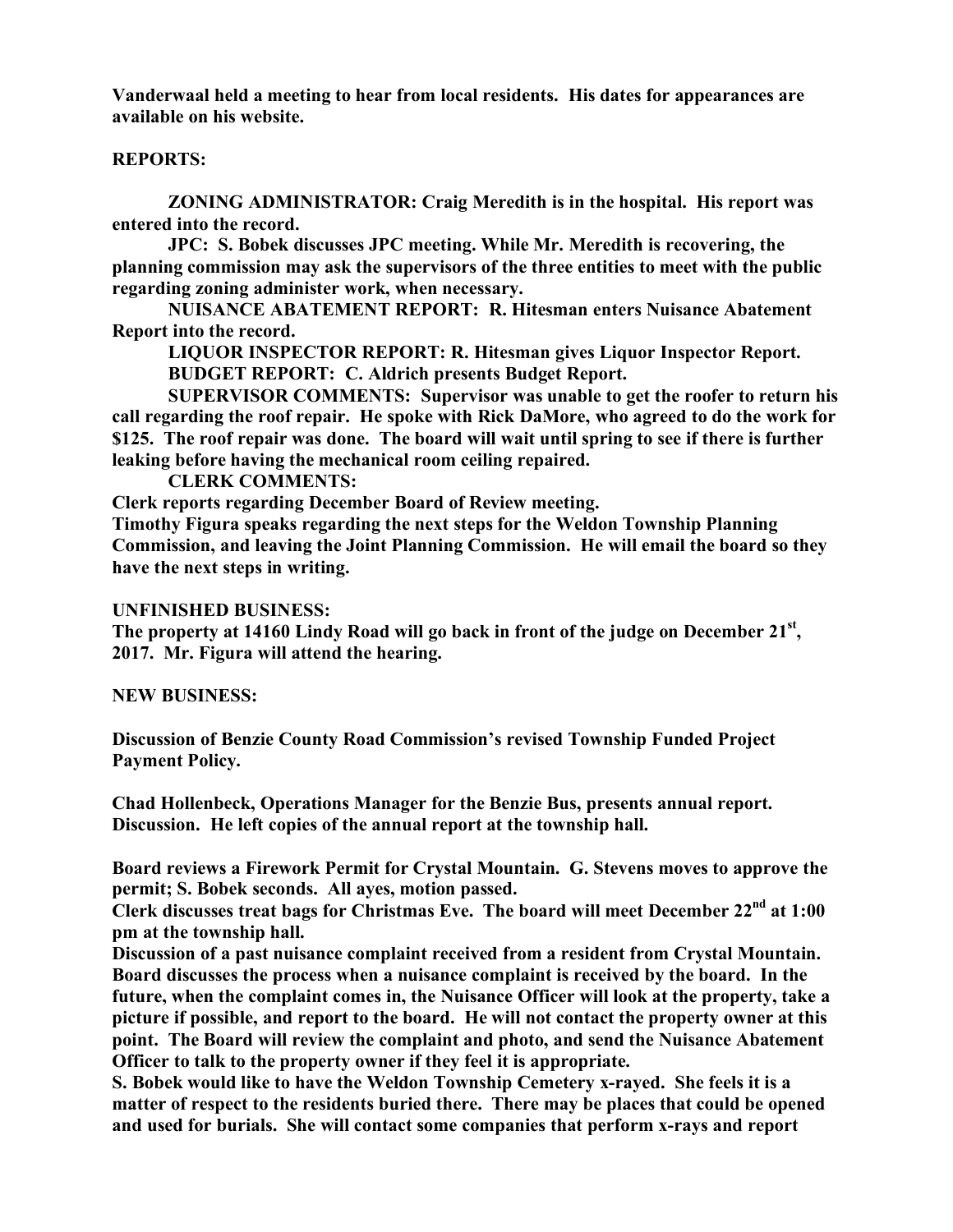**Vanderwaal held a meeting to hear from local residents. His dates for appearances are available on his website.**

**REPORTS:**

**ZONING ADMINISTRATOR: Craig Meredith is in the hospital. His report was entered into the record.**

**JPC: S. Bobek discusses JPC meeting. While Mr. Meredith is recovering, the planning commission may ask the supervisors of the three entities to meet with the public regarding zoning administer work, when necessary.**

**NUISANCE ABATEMENT REPORT: R. Hitesman enters Nuisance Abatement Report into the record.**

**LIQUOR INSPECTOR REPORT: R. Hitesman gives Liquor Inspector Report.**

**BUDGET REPORT: C. Aldrich presents Budget Report.**

**SUPERVISOR COMMENTS: Supervisor was unable to get the roofer to return his call regarding the roof repair. He spoke with Rick DaMore, who agreed to do the work for $125. The roof repair was done. The board will wait until spring to see if there is further leaking before having the mechanical room ceiling repaired.**

**CLERK COMMENTS:**

**Clerk reports regarding December Board of Review meeting.**

**Timothy Figura speaks regarding the next steps for the Weldon Township Planning Commission, and leaving the Joint Planning Commission. He will email the board so they have the next steps in writing.**

**UNFINISHED BUSINESS:**

**The property at 14160 Lindy Road will go back in front of the judge on December 21st, 2017. Mr. Figura will attend the hearing.**

**NEW BUSINESS:**

**Discussion of Benzie County Road Commission's revised Township Funded Project Payment Policy.**

**Chad Hollenbeck, Operations Manager for the Benzie Bus, presents annual report. Discussion. He left copies of the annual report at the township hall.**

**Board reviews a Firework Permit for Crystal Mountain. G. Stevens moves to approve the permit; S. Bobek seconds. All ayes, motion passed.**

**Clerk discusses treat bags for Christmas Eve. The board will meet December 22nd at 1:00 pm at the township hall.**

**Discussion of a past nuisance complaint received from a resident from Crystal Mountain. Board discusses the process when a nuisance complaint is received by the board. In the future, when the complaint comes in, the Nuisance Officer will look at the property, take a picture if possible, and report to the board. He will not contact the property owner at this point. The Board will review the complaint and photo, and send the Nuisance Abatement Officer to talk to the property owner if they feel it is appropriate.**

**S. Bobek would like to have the Weldon Township Cemetery x-rayed. She feels it is a matter of respect to the residents buried there. There may be places that could be opened and used for burials. She will contact some companies that perform x-rays and report**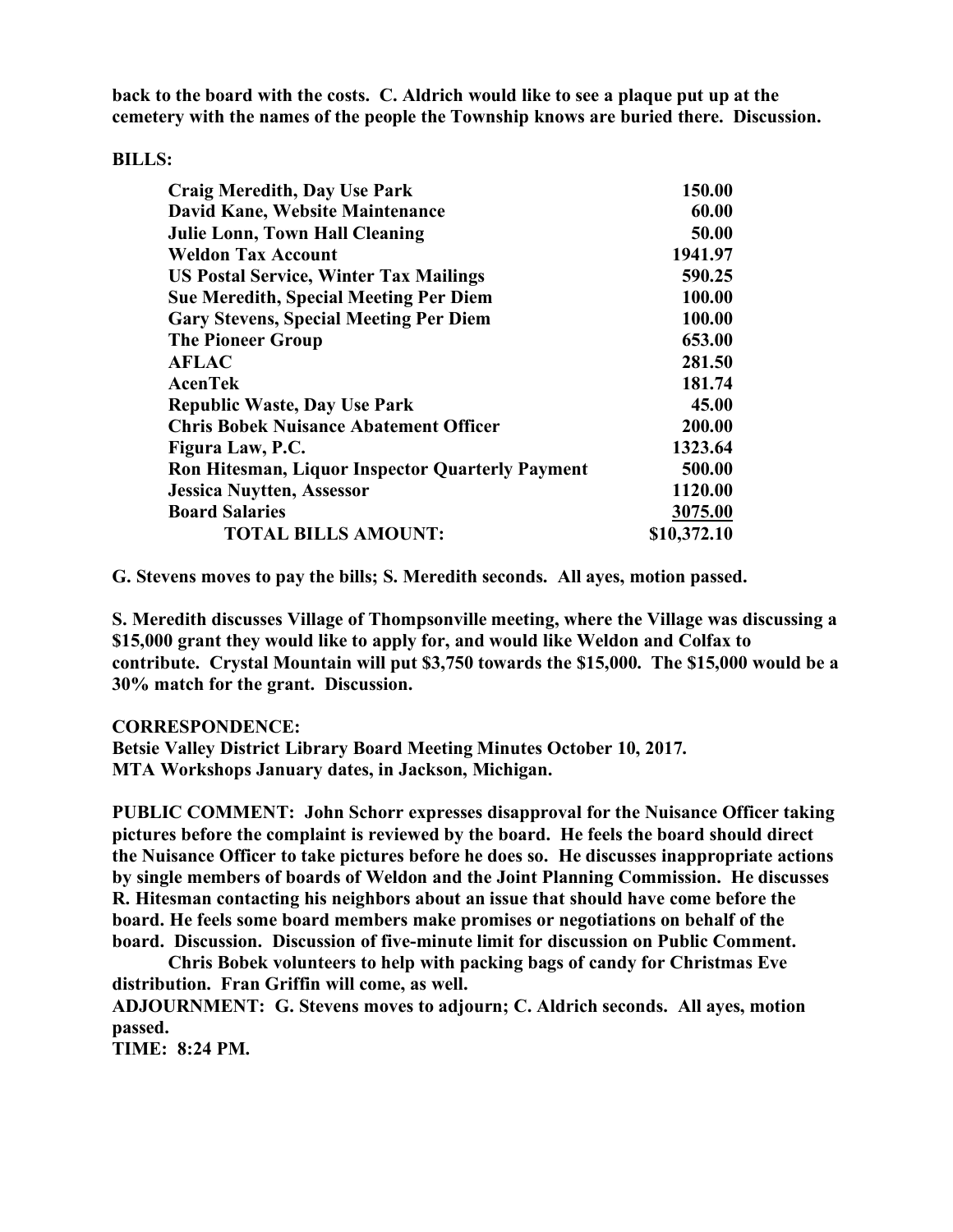**back to the board with the costs. C. Aldrich would like to see a plaque put up at the cemetery with the names of the people the Township knows are buried there. Discussion.**

**BILLS:**

| | |
|---|---|
| **Craig Meredith, Day Use Park** | **150.00** |
| **David Kane, Website Maintenance** | **60.00** |
| **Julie Lonn, Town Hall Cleaning** | **50.00** |
| **Weldon Tax Account** | **1941.97** |
| **US Postal Service, Winter Tax Mailings** | **590.25** |
| **Sue Meredith, Special Meeting Per Diem** | **100.00** |
| **Gary Stevens, Special Meeting Per Diem** | **100.00** |
| **The Pioneer Group** | **653.00** |
| **AFLAC** | **281.50** |
| **AcenTek** | **181.74** |
| **Republic Waste, Day Use Park** | **45.00** |
| **Chris Bobek Nuisance Abatement Officer** | **200.00** |
| **Figura Law, P.C.** | **1323.64** |
| **Ron Hitesman, Liquor Inspector Quarterly Payment** | **500.00** |
| **Jessica Nuytten, Assessor** | **1120.00** |
| **Board Salaries** | **3075.00** |
| **TOTAL BILLS AMOUNT:** | **$10,372.10** |

**G. Stevens moves to pay the bills; S. Meredith seconds. All ayes, motion passed.**

**S. Meredith discusses Village of Thompsonville meeting, where the Village was discussing a $15,000 grant they would like to apply for, and would like Weldon and Colfax to contribute. Crystal Mountain will put $3,750 towards the $15,000. The $15,000 would be a 30% match for the grant. Discussion.**

**CORRESPONDENCE:**
**Betsie Valley District Library Board Meeting Minutes October 10, 2017.**
**MTA Workshops January dates, in Jackson, Michigan.**

**PUBLIC COMMENT: John Schorr expresses disapproval for the Nuisance Officer taking pictures before the complaint is reviewed by the board. He feels the board should direct the Nuisance Officer to take pictures before he does so. He discusses inappropriate actions by single members of boards of Weldon and the Joint Planning Commission. He discusses R. Hitesman contacting his neighbors about an issue that should have come before the board. He feels some board members make promises or negotiations on behalf of the board. Discussion. Discussion of five-minute limit for discussion on Public Comment.**

**Chris Bobek volunteers to help with packing bags of candy for Christmas Eve distribution. Fran Griffin will come, as well.**

**ADJOURNMENT: G. Stevens moves to adjourn; C. Aldrich seconds. All ayes, motion passed.**

**TIME: 8:24 PM.**